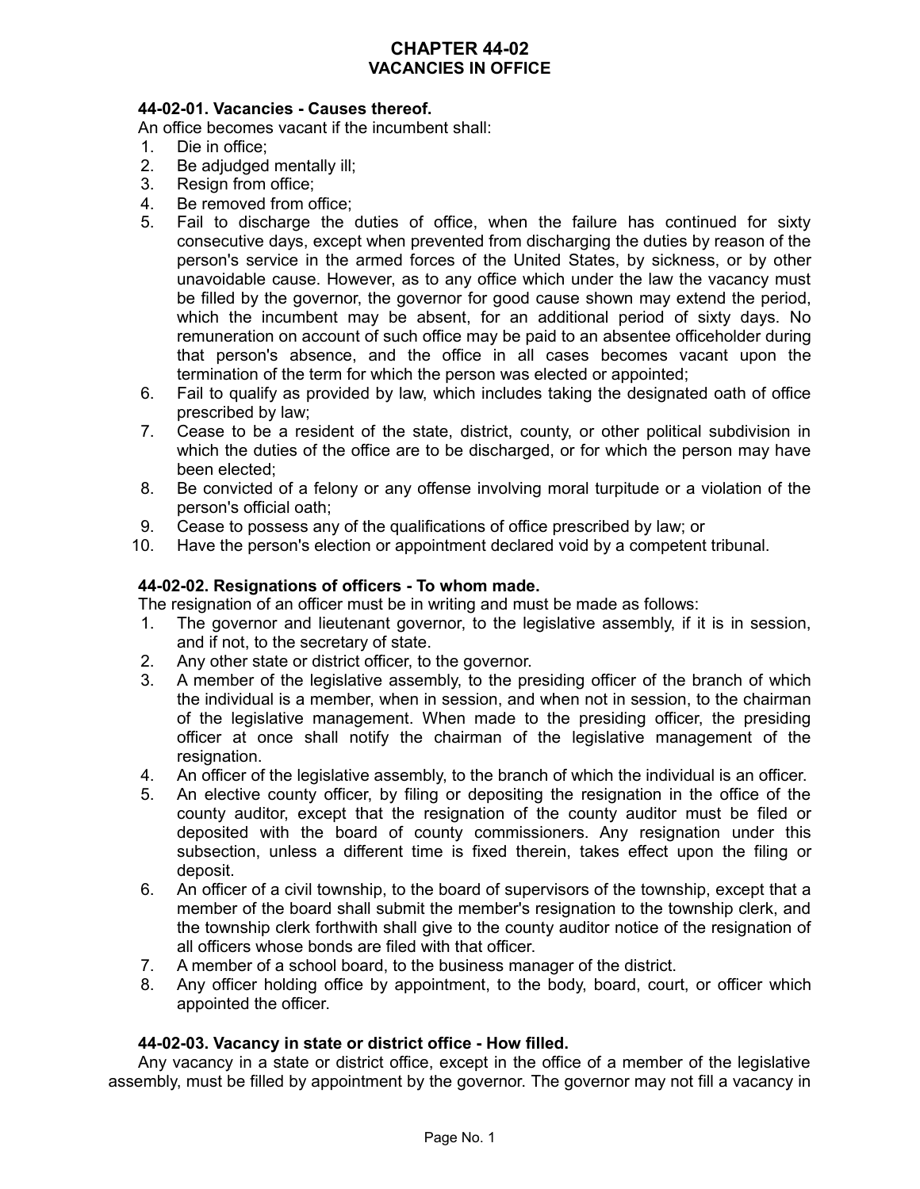# CHAPTER 44-02
# VACANCIES IN OFFICE

### 44-02-01. Vacancies - Causes thereof.

An office becomes vacant if the incumbent shall:

1. Die in office;
2. Be adjudged mentally ill;
3. Resign from office;
4. Be removed from office;
5. Fail to discharge the duties of office, when the failure has continued for sixty consecutive days, except when prevented from discharging the duties by reason of the person's service in the armed forces of the United States, by sickness, or by other unavoidable cause. However, as to any office which under the law the vacancy must be filled by the governor, the governor for good cause shown may extend the period, which the incumbent may be absent, for an additional period of sixty days. No remuneration on account of such office may be paid to an absentee officeholder during that person's absence, and the office in all cases becomes vacant upon the termination of the term for which the person was elected or appointed;
6. Fail to qualify as provided by law, which includes taking the designated oath of office prescribed by law;
7. Cease to be a resident of the state, district, county, or other political subdivision in which the duties of the office are to be discharged, or for which the person may have been elected;
8. Be convicted of a felony or any offense involving moral turpitude or a violation of the person's official oath;
9. Cease to possess any of the qualifications of office prescribed by law; or
10. Have the person's election or appointment declared void by a competent tribunal.

### 44-02-02. Resignations of officers - To whom made.

The resignation of an officer must be in writing and must be made as follows:

1. The governor and lieutenant governor, to the legislative assembly, if it is in session, and if not, to the secretary of state.
2. Any other state or district officer, to the governor.
3. A member of the legislative assembly, to the presiding officer of the branch of which the individual is a member, when in session, and when not in session, to the chairman of the legislative management. When made to the presiding officer, the presiding officer at once shall notify the chairman of the legislative management of the resignation.
4. An officer of the legislative assembly, to the branch of which the individual is an officer.
5. An elective county officer, by filing or depositing the resignation in the office of the county auditor, except that the resignation of the county auditor must be filed or deposited with the board of county commissioners. Any resignation under this subsection, unless a different time is fixed therein, takes effect upon the filing or deposit.
6. An officer of a civil township, to the board of supervisors of the township, except that a member of the board shall submit the member's resignation to the township clerk, and the township clerk forthwith shall give to the county auditor notice of the resignation of all officers whose bonds are filed with that officer.
7. A member of a school board, to the business manager of the district.
8. Any officer holding office by appointment, to the body, board, court, or officer which appointed the officer.

### 44-02-03. Vacancy in state or district office - How filled.

Any vacancy in a state or district office, except in the office of a member of the legislative assembly, must be filled by appointment by the governor. The governor may not fill a vacancy in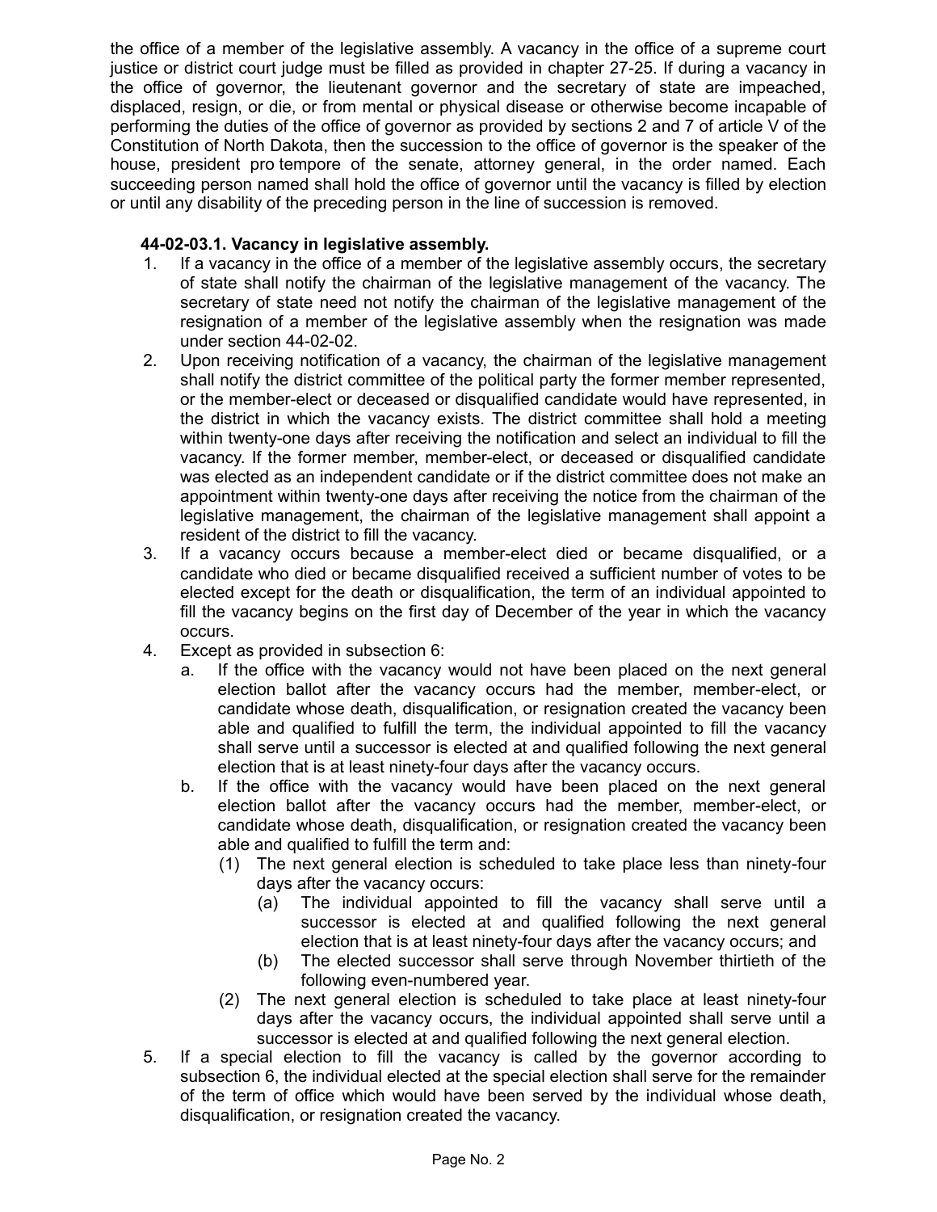the office of a member of the legislative assembly. A vacancy in the office of a supreme court justice or district court judge must be filled as provided in chapter 27-25. If during a vacancy in the office of governor, the lieutenant governor and the secretary of state are impeached, displaced, resign, or die, or from mental or physical disease or otherwise become incapable of performing the duties of the office of governor as provided by sections 2 and 7 of article V of the Constitution of North Dakota, then the succession to the office of governor is the speaker of the house, president pro tempore of the senate, attorney general, in the order named. Each succeeding person named shall hold the office of governor until the vacancy is filled by election or until any disability of the preceding person in the line of succession is removed.

**44-02-03.1. Vacancy in legislative assembly.**

1. If a vacancy in the office of a member of the legislative assembly occurs, the secretary of state shall notify the chairman of the legislative management of the vacancy. The secretary of state need not notify the chairman of the legislative management of the resignation of a member of the legislative assembly when the resignation was made under section 44-02-02.
2. Upon receiving notification of a vacancy, the chairman of the legislative management shall notify the district committee of the political party the former member represented, or the member-elect or deceased or disqualified candidate would have represented, in the district in which the vacancy exists. The district committee shall hold a meeting within twenty-one days after receiving the notification and select an individual to fill the vacancy. If the former member, member-elect, or deceased or disqualified candidate was elected as an independent candidate or if the district committee does not make an appointment within twenty-one days after receiving the notice from the chairman of the legislative management, the chairman of the legislative management shall appoint a resident of the district to fill the vacancy.
3. If a vacancy occurs because a member-elect died or became disqualified, or a candidate who died or became disqualified received a sufficient number of votes to be elected except for the death or disqualification, the term of an individual appointed to fill the vacancy begins on the first day of December of the year in which the vacancy occurs.
4. Except as provided in subsection 6:
   a. If the office with the vacancy would not have been placed on the next general election ballot after the vacancy occurs had the member, member-elect, or candidate whose death, disqualification, or resignation created the vacancy been able and qualified to fulfill the term, the individual appointed to fill the vacancy shall serve until a successor is elected at and qualified following the next general election that is at least ninety-four days after the vacancy occurs.
   b. If the office with the vacancy would have been placed on the next general election ballot after the vacancy occurs had the member, member-elect, or candidate whose death, disqualification, or resignation created the vacancy been able and qualified to fulfill the term and:
      (1) The next general election is scheduled to take place less than ninety-four days after the vacancy occurs:
         (a) The individual appointed to fill the vacancy shall serve until a successor is elected at and qualified following the next general election that is at least ninety-four days after the vacancy occurs; and
         (b) The elected successor shall serve through November thirtieth of the following even-numbered year.
      (2) The next general election is scheduled to take place at least ninety-four days after the vacancy occurs, the individual appointed shall serve until a successor is elected at and qualified following the next general election.
5. If a special election to fill the vacancy is called by the governor according to subsection 6, the individual elected at the special election shall serve for the remainder of the term of office which would have been served by the individual whose death, disqualification, or resignation created the vacancy.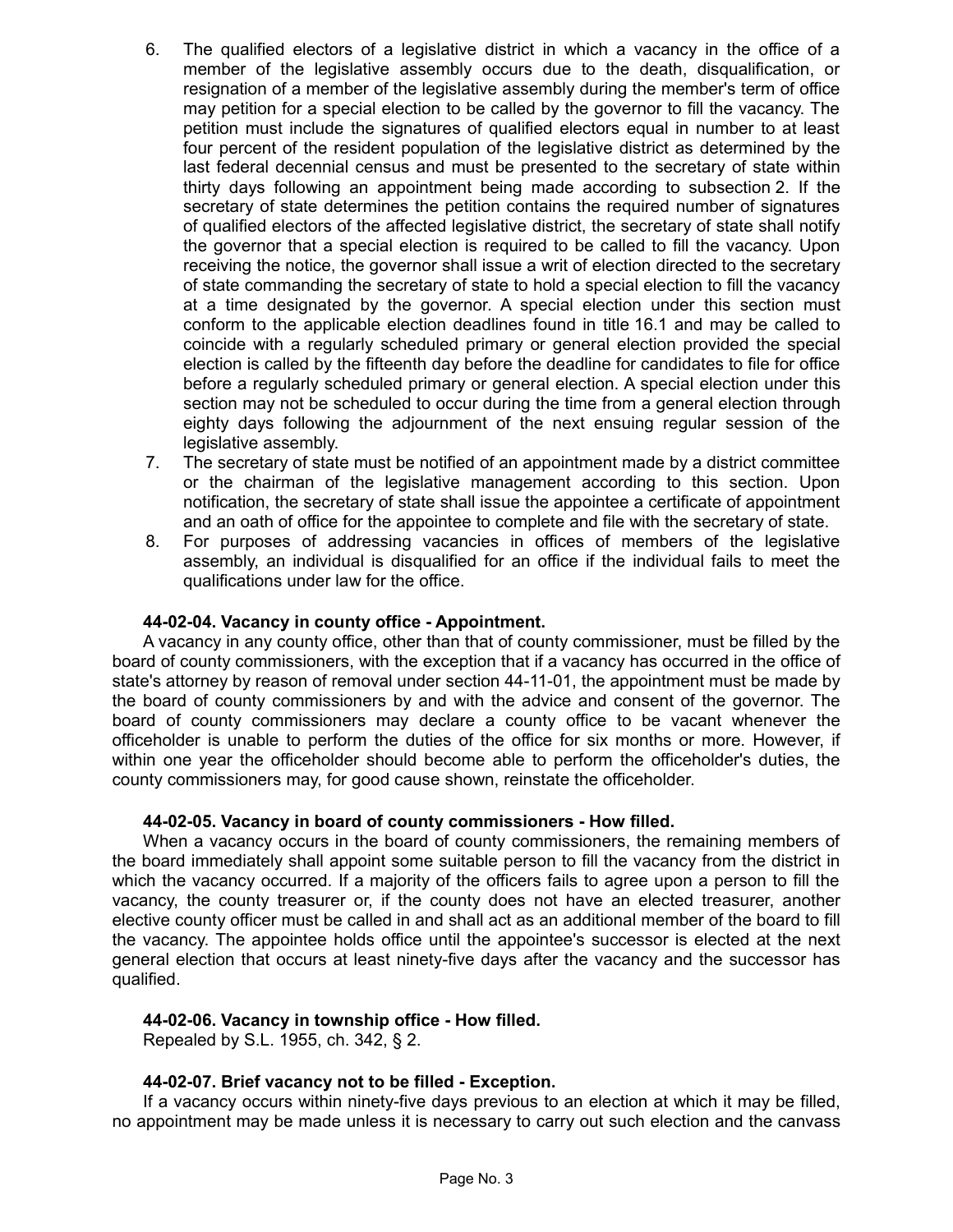6. The qualified electors of a legislative district in which a vacancy in the office of a member of the legislative assembly occurs due to the death, disqualification, or resignation of a member of the legislative assembly during the member's term of office may petition for a special election to be called by the governor to fill the vacancy. The petition must include the signatures of qualified electors equal in number to at least four percent of the resident population of the legislative district as determined by the last federal decennial census and must be presented to the secretary of state within thirty days following an appointment being made according to subsection 2. If the secretary of state determines the petition contains the required number of signatures of qualified electors of the affected legislative district, the secretary of state shall notify the governor that a special election is required to be called to fill the vacancy. Upon receiving the notice, the governor shall issue a writ of election directed to the secretary of state commanding the secretary of state to hold a special election to fill the vacancy at a time designated by the governor. A special election under this section must conform to the applicable election deadlines found in title 16.1 and may be called to coincide with a regularly scheduled primary or general election provided the special election is called by the fifteenth day before the deadline for candidates to file for office before a regularly scheduled primary or general election. A special election under this section may not be scheduled to occur during the time from a general election through eighty days following the adjournment of the next ensuing regular session of the legislative assembly.
7. The secretary of state must be notified of an appointment made by a district committee or the chairman of the legislative management according to this section. Upon notification, the secretary of state shall issue the appointee a certificate of appointment and an oath of office for the appointee to complete and file with the secretary of state.
8. For purposes of addressing vacancies in offices of members of the legislative assembly, an individual is disqualified for an office if the individual fails to meet the qualifications under law for the office.

**44-02-04. Vacancy in county office - Appointment.**

A vacancy in any county office, other than that of county commissioner, must be filled by the board of county commissioners, with the exception that if a vacancy has occurred in the office of state's attorney by reason of removal under section 44-11-01, the appointment must be made by the board of county commissioners by and with the advice and consent of the governor. The board of county commissioners may declare a county office to be vacant whenever the officeholder is unable to perform the duties of the office for six months or more. However, if within one year the officeholder should become able to perform the officeholder's duties, the county commissioners may, for good cause shown, reinstate the officeholder.

**44-02-05. Vacancy in board of county commissioners - How filled.**

When a vacancy occurs in the board of county commissioners, the remaining members of the board immediately shall appoint some suitable person to fill the vacancy from the district in which the vacancy occurred. If a majority of the officers fails to agree upon a person to fill the vacancy, the county treasurer or, if the county does not have an elected treasurer, another elective county officer must be called in and shall act as an additional member of the board to fill the vacancy. The appointee holds office until the appointee's successor is elected at the next general election that occurs at least ninety-five days after the vacancy and the successor has qualified.

**44-02-06. Vacancy in township office - How filled.**

Repealed by S.L. 1955, ch. 342, § 2.

**44-02-07. Brief vacancy not to be filled - Exception.**

If a vacancy occurs within ninety-five days previous to an election at which it may be filled, no appointment may be made unless it is necessary to carry out such election and the canvass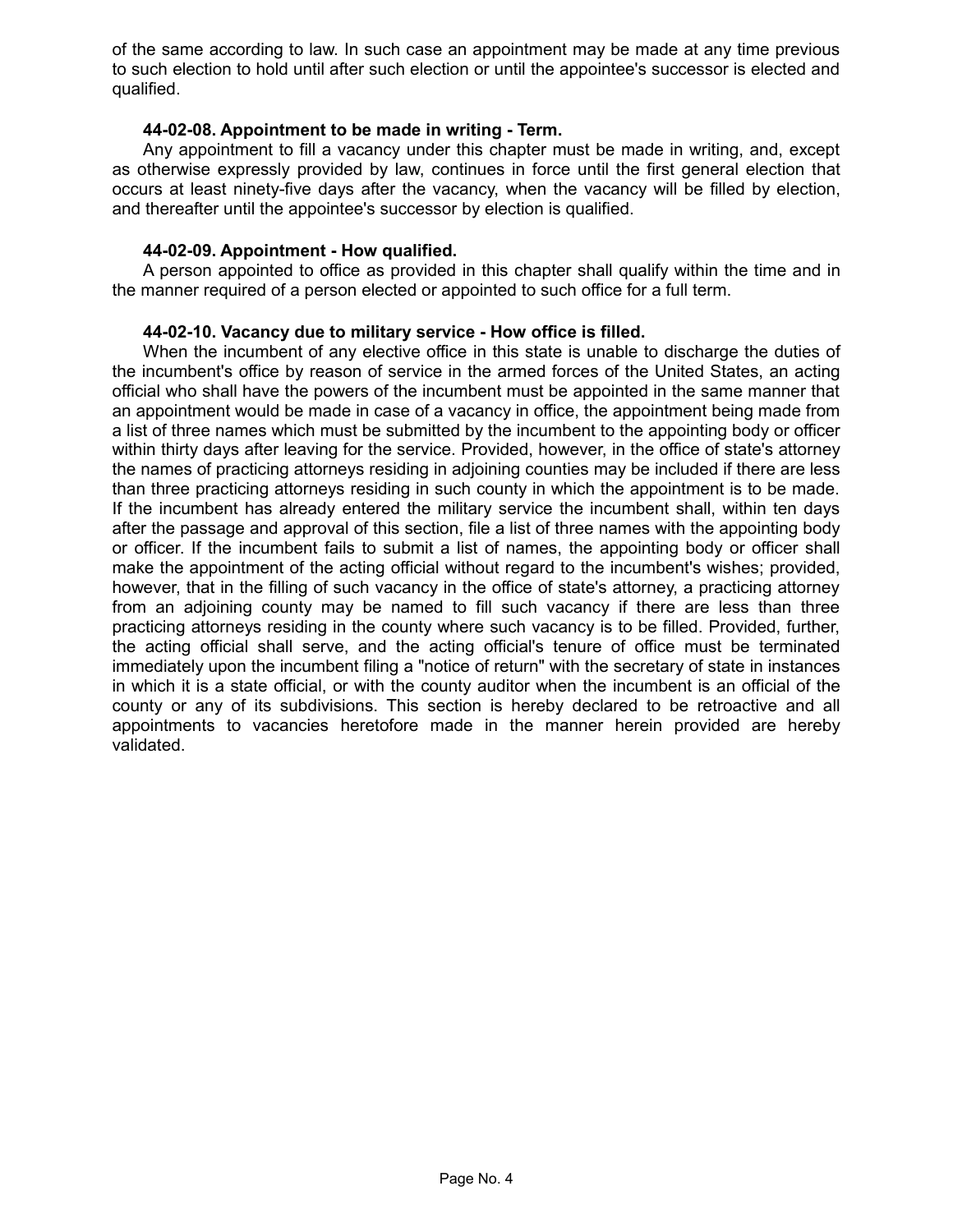of the same according to law. In such case an appointment may be made at any time previous to such election to hold until after such election or until the appointee's successor is elected and qualified.

**44-02-08. Appointment to be made in writing - Term.**

Any appointment to fill a vacancy under this chapter must be made in writing, and, except as otherwise expressly provided by law, continues in force until the first general election that occurs at least ninety-five days after the vacancy, when the vacancy will be filled by election, and thereafter until the appointee's successor by election is qualified.

**44-02-09. Appointment - How qualified.**

A person appointed to office as provided in this chapter shall qualify within the time and in the manner required of a person elected or appointed to such office for a full term.

**44-02-10. Vacancy due to military service - How office is filled.**

When the incumbent of any elective office in this state is unable to discharge the duties of the incumbent's office by reason of service in the armed forces of the United States, an acting official who shall have the powers of the incumbent must be appointed in the same manner that an appointment would be made in case of a vacancy in office, the appointment being made from a list of three names which must be submitted by the incumbent to the appointing body or officer within thirty days after leaving for the service. Provided, however, in the office of state's attorney the names of practicing attorneys residing in adjoining counties may be included if there are less than three practicing attorneys residing in such county in which the appointment is to be made. If the incumbent has already entered the military service the incumbent shall, within ten days after the passage and approval of this section, file a list of three names with the appointing body or officer. If the incumbent fails to submit a list of names, the appointing body or officer shall make the appointment of the acting official without regard to the incumbent's wishes; provided, however, that in the filling of such vacancy in the office of state's attorney, a practicing attorney from an adjoining county may be named to fill such vacancy if there are less than three practicing attorneys residing in the county where such vacancy is to be filled. Provided, further, the acting official shall serve, and the acting official's tenure of office must be terminated immediately upon the incumbent filing a "notice of return" with the secretary of state in instances in which it is a state official, or with the county auditor when the incumbent is an official of the county or any of its subdivisions. This section is hereby declared to be retroactive and all appointments to vacancies heretofore made in the manner herein provided are hereby validated.